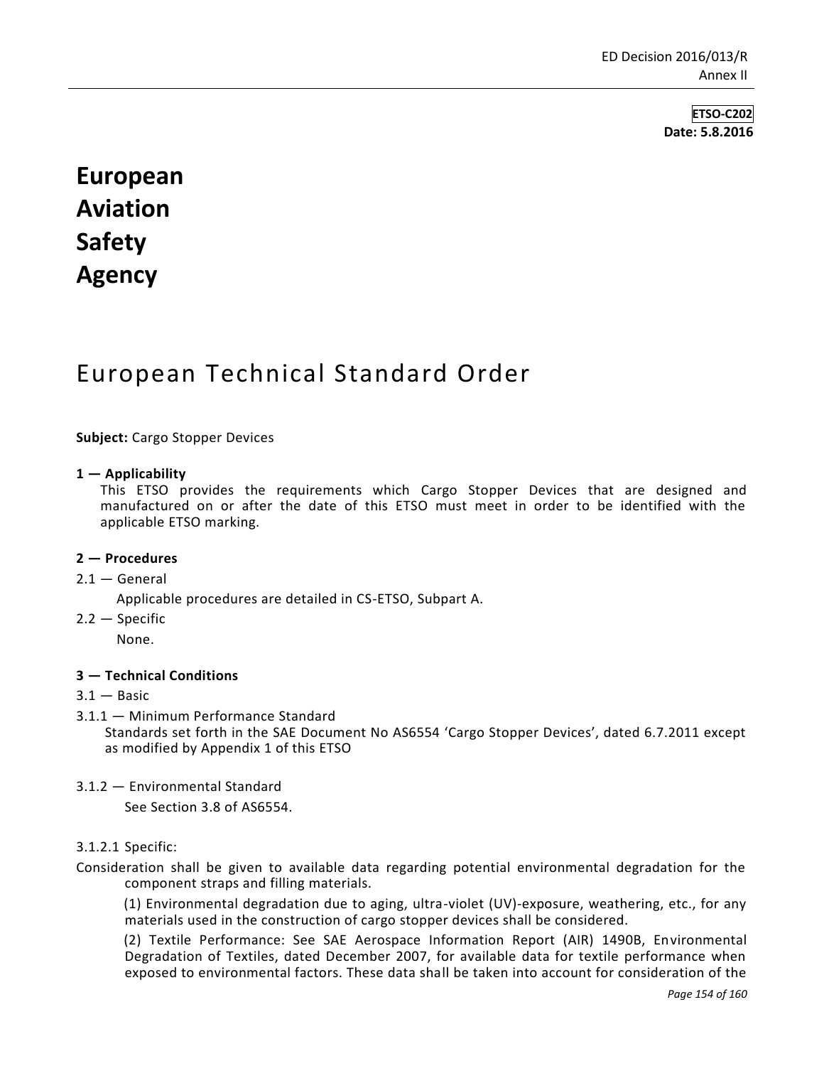**ETSO-C202**
**Date: 5.8.2016**

# European Aviation Safety Agency

# European Technical Standard Order

**Subject:** Cargo Stopper Devices

**1 — Applicability**

This ETSO provides the requirements which Cargo Stopper Devices that are designed and manufactured on or after the date of this ETSO must meet in order to be identified with the applicable ETSO marking.

**2 — Procedures**

2.1 — General

Applicable procedures are detailed in CS-ETSO, Subpart A.

2.2 — Specific

None.

**3 — Technical Conditions**

3.1 — Basic

3.1.1 — Minimum Performance Standard

Standards set forth in the SAE Document No AS6554 'Cargo Stopper Devices', dated 6.7.2011 except as modified by Appendix 1 of this ETSO

3.1.2 — Environmental Standard

See Section 3.8 of AS6554.

3.1.2.1 Specific:

Consideration shall be given to available data regarding potential environmental degradation for the component straps and filling materials.

(1) Environmental degradation due to aging, ultra-violet (UV)-exposure, weathering, etc., for any materials used in the construction of cargo stopper devices shall be considered.

(2) Textile Performance: See SAE Aerospace Information Report (AIR) 1490B, Environmental Degradation of Textiles, dated December 2007, for available data for textile performance when exposed to environmental factors. These data shall be taken into account for consideration of the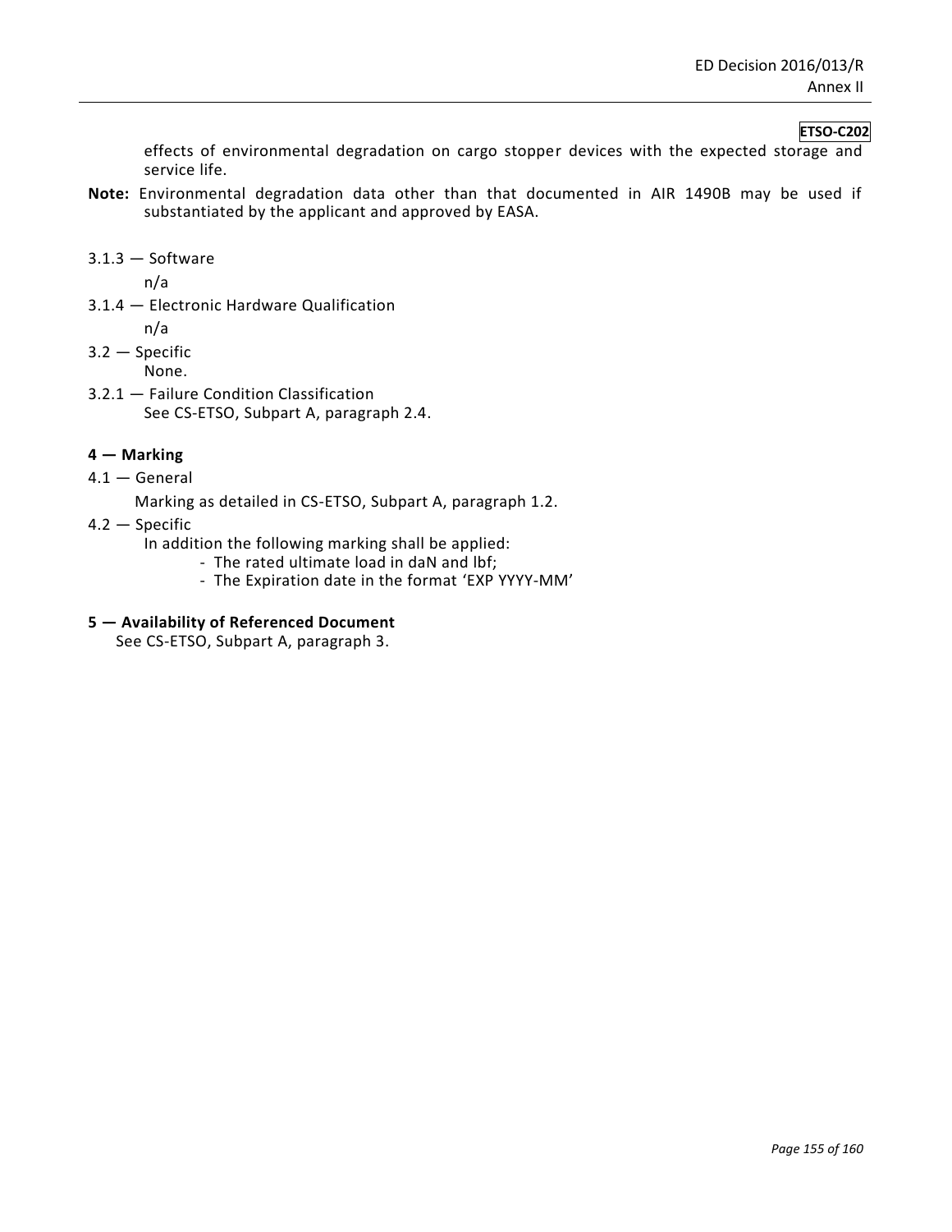effects of environmental degradation on cargo stopper devices with the expected storage and service life.

**Note:** Environmental degradation data other than that documented in AIR 1490B may be used if substantiated by the applicant and approved by EASA.

3.1.3 — Software

n/a

3.1.4 — Electronic Hardware Qualification

n/a

3.2 — Specific

None.

3.2.1 — Failure Condition Classification

See CS-ETSO, Subpart A, paragraph 2.4.

**4 — Marking**

4.1 — General

Marking as detailed in CS-ETSO, Subpart A, paragraph 1.2.

4.2 — Specific

In addition the following marking shall be applied:

- The rated ultimate load in daN and lbf;
- The Expiration date in the format 'EXP YYYY-MM'

**5 — Availability of Referenced Document**

See CS-ETSO, Subpart A, paragraph 3.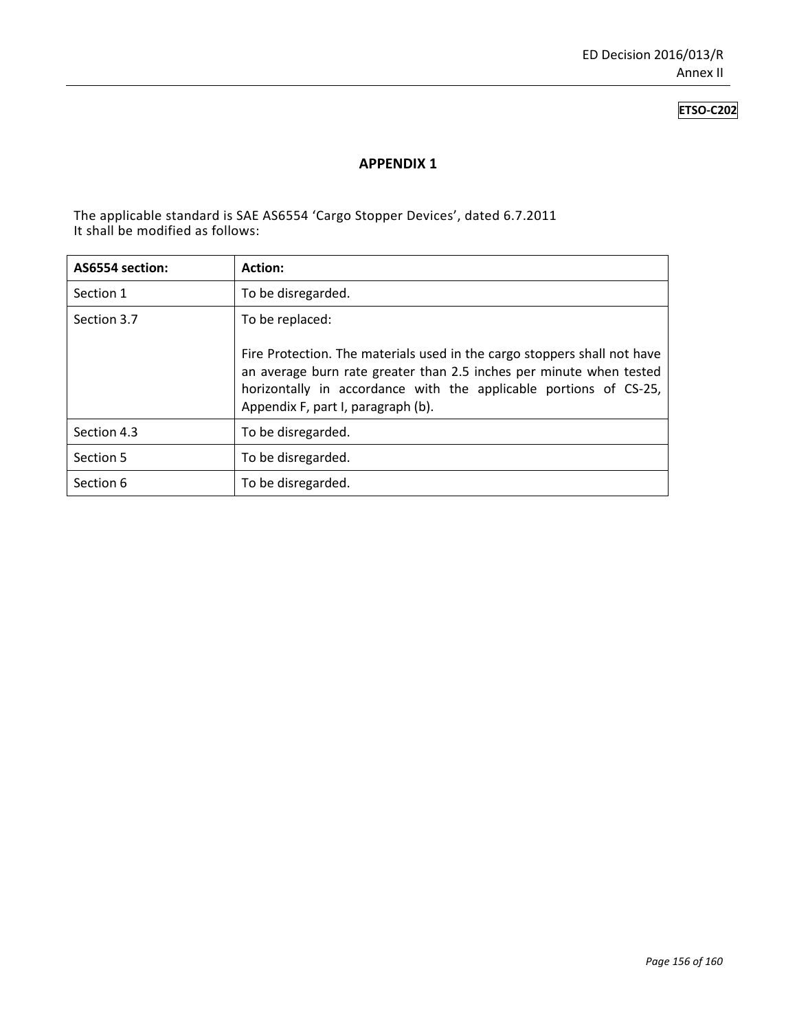**ETSO-C202**

## APPENDIX 1

The applicable standard is SAE AS6554 'Cargo Stopper Devices', dated 6.7.2011
It shall be modified as follows:

| AS6554 section: | Action: |
|---|---|
| Section 1 | To be disregarded. |
| Section 3.7 | To be replaced:<br><br>Fire Protection. The materials used in the cargo stoppers shall not have an average burn rate greater than 2.5 inches per minute when tested horizontally in accordance with the applicable portions of CS-25, Appendix F, part I, paragraph (b). |
| Section 4.3 | To be disregarded. |
| Section 5 | To be disregarded. |
| Section 6 | To be disregarded. |